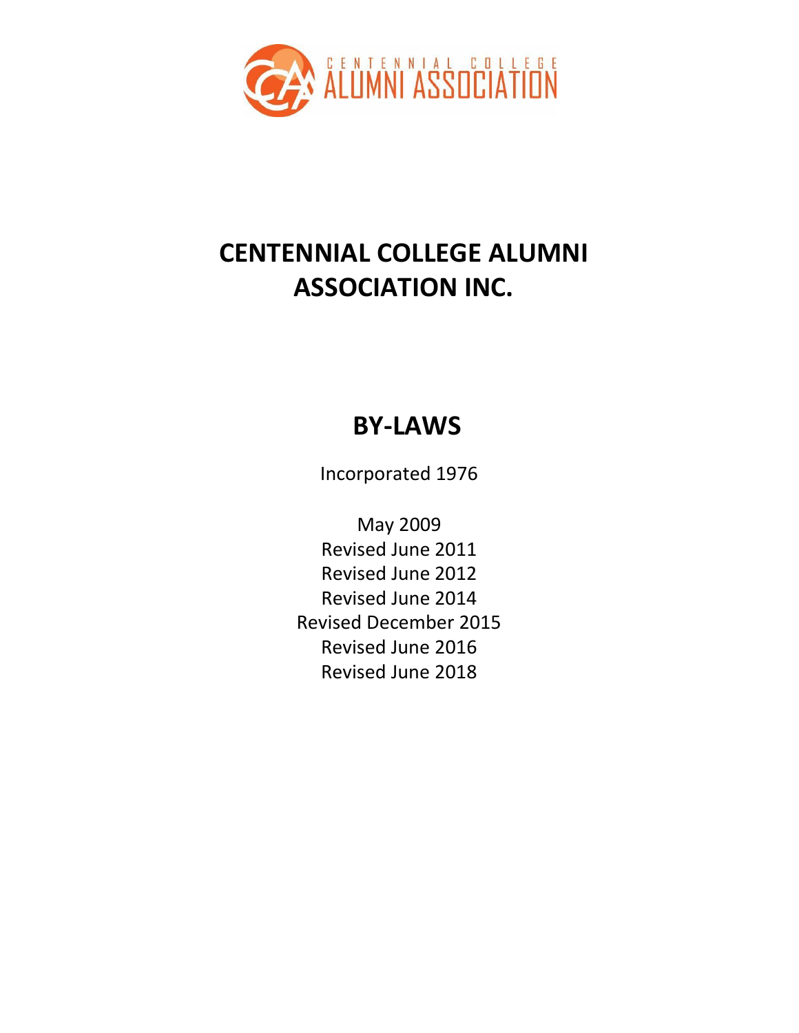CENTENNIAL COLLEGE ALUMNI ASSOCIATION

# CENTENNIAL COLLEGE ALUMNI ASSOCIATION INC.

## BY-LAWS

Incorporated 1976

May 2009
Revised June 2011
Revised June 2012
Revised June 2014
Revised December 2015
Revised June 2016
Revised June 2018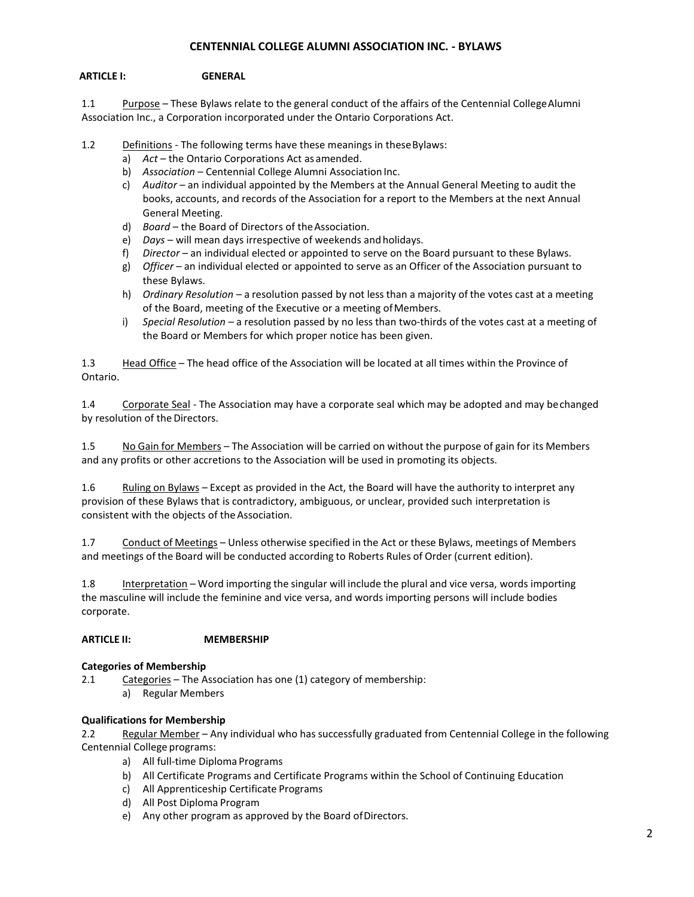# CENTENNIAL COLLEGE ALUMNI ASSOCIATION INC. - BYLAWS

## ARTICLE I: GENERAL

1.1 Purpose – These Bylaws relate to the general conduct of the affairs of the Centennial College Alumni Association Inc., a Corporation incorporated under the Ontario Corporations Act.

1.2 Definitions - The following terms have these meanings in these Bylaws:

a) *Act* – the Ontario Corporations Act as amended.
b) *Association* – Centennial College Alumni Association Inc.
c) *Auditor* – an individual appointed by the Members at the Annual General Meeting to audit the books, accounts, and records of the Association for a report to the Members at the next Annual General Meeting.
d) *Board* – the Board of Directors of the Association.
e) *Days* – will mean days irrespective of weekends and holidays.
f) *Director* – an individual elected or appointed to serve on the Board pursuant to these Bylaws.
g) *Officer* – an individual elected or appointed to serve as an Officer of the Association pursuant to these Bylaws.
h) *Ordinary Resolution* – a resolution passed by not less than a majority of the votes cast at a meeting of the Board, meeting of the Executive or a meeting of Members.
i) *Special Resolution* – a resolution passed by no less than two-thirds of the votes cast at a meeting of the Board or Members for which proper notice has been given.

1.3 Head Office – The head office of the Association will be located at all times within the Province of Ontario.

1.4 Corporate Seal - The Association may have a corporate seal which may be adopted and may be changed by resolution of the Directors.

1.5 No Gain for Members – The Association will be carried on without the purpose of gain for its Members and any profits or other accretions to the Association will be used in promoting its objects.

1.6 Ruling on Bylaws – Except as provided in the Act, the Board will have the authority to interpret any provision of these Bylaws that is contradictory, ambiguous, or unclear, provided such interpretation is consistent with the objects of the Association.

1.7 Conduct of Meetings – Unless otherwise specified in the Act or these Bylaws, meetings of Members and meetings of the Board will be conducted according to Roberts Rules of Order (current edition).

1.8 Interpretation – Word importing the singular will include the plural and vice versa, words importing the masculine will include the feminine and vice versa, and words importing persons will include bodies corporate.

## ARTICLE II: MEMBERSHIP

**Categories of Membership**

2.1 Categories – The Association has one (1) category of membership:

a) Regular Members

**Qualifications for Membership**

2.2 Regular Member – Any individual who has successfully graduated from Centennial College in the following Centennial College programs:

a) All full-time Diploma Programs
b) All Certificate Programs and Certificate Programs within the School of Continuing Education
c) All Apprenticeship Certificate Programs
d) All Post Diploma Program
e) Any other program as approved by the Board of Directors.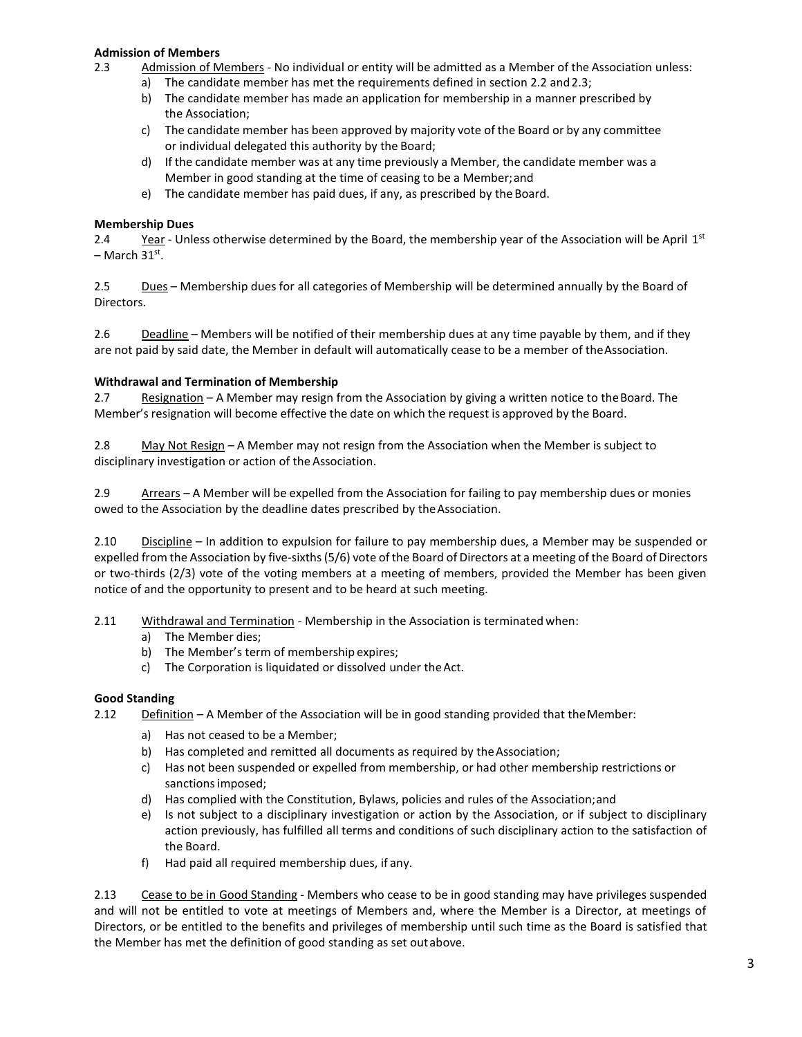**Admission of Members**

2.3 Admission of Members - No individual or entity will be admitted as a Member of the Association unless:

a) The candidate member has met the requirements defined in section 2.2 and 2.3;
b) The candidate member has made an application for membership in a manner prescribed by the Association;
c) The candidate member has been approved by majority vote of the Board or by any committee or individual delegated this authority by the Board;
d) If the candidate member was at any time previously a Member, the candidate member was a Member in good standing at the time of ceasing to be a Member; and
e) The candidate member has paid dues, if any, as prescribed by the Board.

**Membership Dues**

2.4 Year - Unless otherwise determined by the Board, the membership year of the Association will be April 1st – March 31st.

2.5 Dues – Membership dues for all categories of Membership will be determined annually by the Board of Directors.

2.6 Deadline – Members will be notified of their membership dues at any time payable by them, and if they are not paid by said date, the Member in default will automatically cease to be a member of the Association.

**Withdrawal and Termination of Membership**

2.7 Resignation – A Member may resign from the Association by giving a written notice to the Board. The Member's resignation will become effective the date on which the request is approved by the Board.

2.8 May Not Resign – A Member may not resign from the Association when the Member is subject to disciplinary investigation or action of the Association.

2.9 Arrears – A Member will be expelled from the Association for failing to pay membership dues or monies owed to the Association by the deadline dates prescribed by the Association.

2.10 Discipline – In addition to expulsion for failure to pay membership dues, a Member may be suspended or expelled from the Association by five-sixths (5/6) vote of the Board of Directors at a meeting of the Board of Directors or two-thirds (2/3) vote of the voting members at a meeting of members, provided the Member has been given notice of and the opportunity to present and to be heard at such meeting.

2.11 Withdrawal and Termination - Membership in the Association is terminated when:

a) The Member dies;
b) The Member's term of membership expires;
c) The Corporation is liquidated or dissolved under the Act.

**Good Standing**

2.12 Definition – A Member of the Association will be in good standing provided that the Member:

a) Has not ceased to be a Member;
b) Has completed and remitted all documents as required by the Association;
c) Has not been suspended or expelled from membership, or had other membership restrictions or sanctions imposed;
d) Has complied with the Constitution, Bylaws, policies and rules of the Association; and
e) Is not subject to a disciplinary investigation or action by the Association, or if subject to disciplinary action previously, has fulfilled all terms and conditions of such disciplinary action to the satisfaction of the Board.
f) Had paid all required membership dues, if any.

2.13 Cease to be in Good Standing - Members who cease to be in good standing may have privileges suspended and will not be entitled to vote at meetings of Members and, where the Member is a Director, at meetings of Directors, or be entitled to the benefits and privileges of membership until such time as the Board is satisfied that the Member has met the definition of good standing as set out above.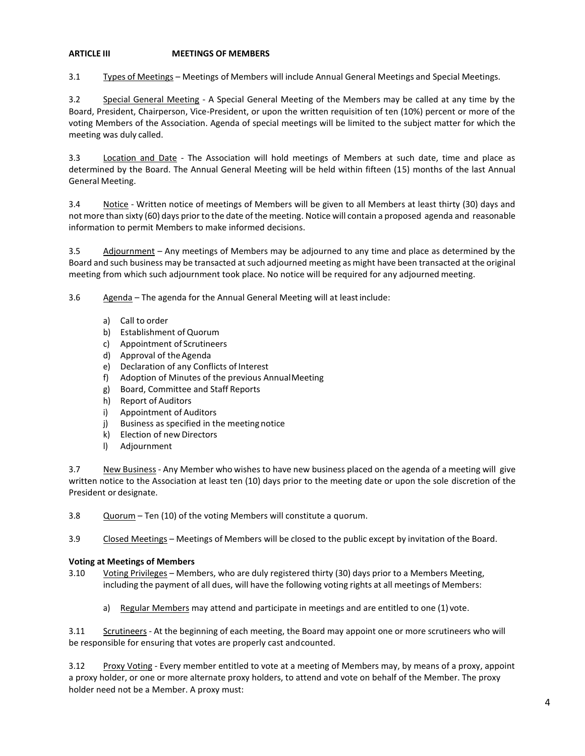## ARTICLE III MEETINGS OF MEMBERS

3.1 Types of Meetings – Meetings of Members will include Annual General Meetings and Special Meetings.

3.2 Special General Meeting - A Special General Meeting of the Members may be called at any time by the Board, President, Chairperson, Vice-President, or upon the written requisition of ten (10%) percent or more of the voting Members of the Association. Agenda of special meetings will be limited to the subject matter for which the meeting was duly called.

3.3 Location and Date - The Association will hold meetings of Members at such date, time and place as determined by the Board. The Annual General Meeting will be held within fifteen (15) months of the last Annual General Meeting.

3.4 Notice - Written notice of meetings of Members will be given to all Members at least thirty (30) days and not more than sixty (60) days prior to the date of the meeting. Notice will contain a proposed agenda and reasonable information to permit Members to make informed decisions.

3.5 Adjournment – Any meetings of Members may be adjourned to any time and place as determined by the Board and such business may be transacted at such adjourned meeting as might have been transacted at the original meeting from which such adjournment took place. No notice will be required for any adjourned meeting.

3.6 Agenda – The agenda for the Annual General Meeting will at least include:

a) Call to order
b) Establishment of Quorum
c) Appointment of Scrutineers
d) Approval of the Agenda
e) Declaration of any Conflicts of Interest
f) Adoption of Minutes of the previous Annual Meeting
g) Board, Committee and Staff Reports
h) Report of Auditors
i) Appointment of Auditors
j) Business as specified in the meeting notice
k) Election of new Directors
l) Adjournment

3.7 New Business - Any Member who wishes to have new business placed on the agenda of a meeting will give written notice to the Association at least ten (10) days prior to the meeting date or upon the sole discretion of the President or designate.

3.8 Quorum – Ten (10) of the voting Members will constitute a quorum.

3.9 Closed Meetings – Meetings of Members will be closed to the public except by invitation of the Board.

**Voting at Meetings of Members**

3.10 Voting Privileges – Members, who are duly registered thirty (30) days prior to a Members Meeting, including the payment of all dues, will have the following voting rights at all meetings of Members:

a) Regular Members may attend and participate in meetings and are entitled to one (1) vote.

3.11 Scrutineers - At the beginning of each meeting, the Board may appoint one or more scrutineers who will be responsible for ensuring that votes are properly cast and counted.

3.12 Proxy Voting - Every member entitled to vote at a meeting of Members may, by means of a proxy, appoint a proxy holder, or one or more alternate proxy holders, to attend and vote on behalf of the Member. The proxy holder need not be a Member. A proxy must: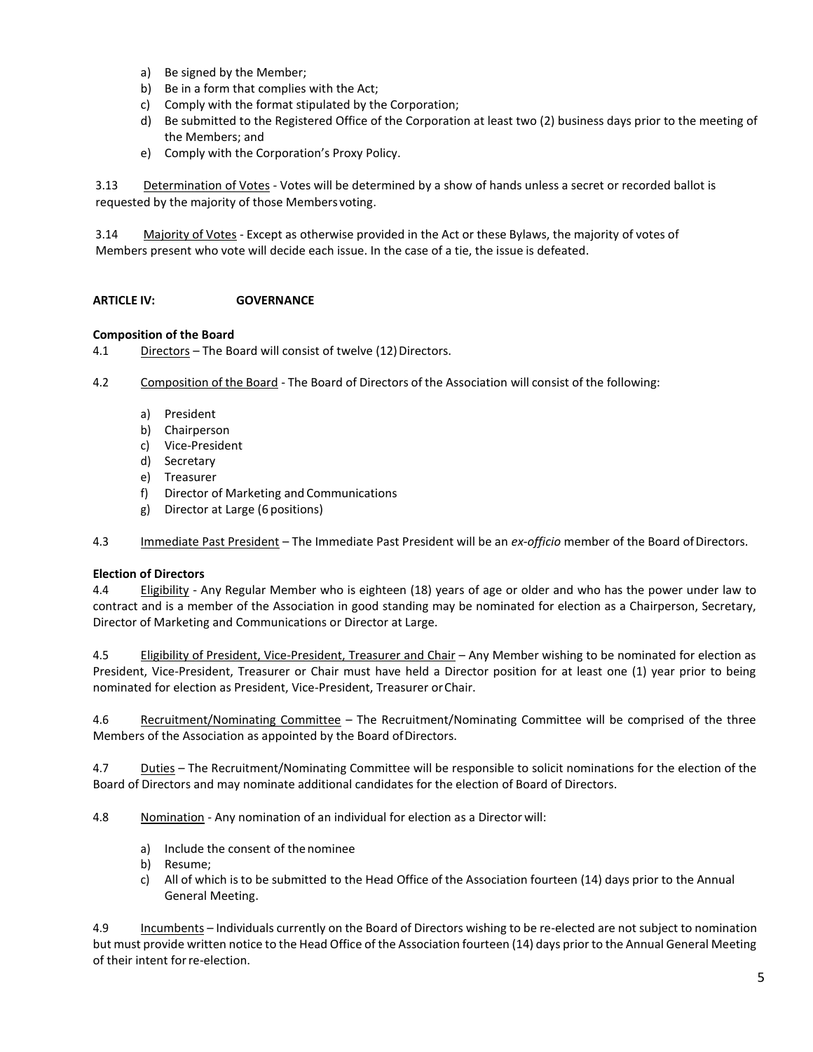a) Be signed by the Member;
b) Be in a form that complies with the Act;
c) Comply with the format stipulated by the Corporation;
d) Be submitted to the Registered Office of the Corporation at least two (2) business days prior to the meeting of the Members; and
e) Comply with the Corporation's Proxy Policy.

3.13 Determination of Votes - Votes will be determined by a show of hands unless a secret or recorded ballot is requested by the majority of those Members voting.

3.14 Majority of Votes - Except as otherwise provided in the Act or these Bylaws, the majority of votes of Members present who vote will decide each issue. In the case of a tie, the issue is defeated.

## ARTICLE IV: GOVERNANCE

**Composition of the Board**

4.1 Directors – The Board will consist of twelve (12) Directors.

4.2 Composition of the Board - The Board of Directors of the Association will consist of the following:

a) President
b) Chairperson
c) Vice-President
d) Secretary
e) Treasurer
f) Director of Marketing and Communications
g) Director at Large (6 positions)

4.3 Immediate Past President – The Immediate Past President will be an *ex-officio* member of the Board of Directors.

**Election of Directors**

4.4 Eligibility - Any Regular Member who is eighteen (18) years of age or older and who has the power under law to contract and is a member of the Association in good standing may be nominated for election as a Chairperson, Secretary, Director of Marketing and Communications or Director at Large.

4.5 Eligibility of President, Vice-President, Treasurer and Chair – Any Member wishing to be nominated for election as President, Vice-President, Treasurer or Chair must have held a Director position for at least one (1) year prior to being nominated for election as President, Vice-President, Treasurer or Chair.

4.6 Recruitment/Nominating Committee – The Recruitment/Nominating Committee will be comprised of the three Members of the Association as appointed by the Board of Directors.

4.7 Duties – The Recruitment/Nominating Committee will be responsible to solicit nominations for the election of the Board of Directors and may nominate additional candidates for the election of Board of Directors.

4.8 Nomination - Any nomination of an individual for election as a Director will:

a) Include the consent of the nominee
b) Resume;
c) All of which is to be submitted to the Head Office of the Association fourteen (14) days prior to the Annual General Meeting.

4.9 Incumbents – Individuals currently on the Board of Directors wishing to be re-elected are not subject to nomination but must provide written notice to the Head Office of the Association fourteen (14) days prior to the Annual General Meeting of their intent for re-election.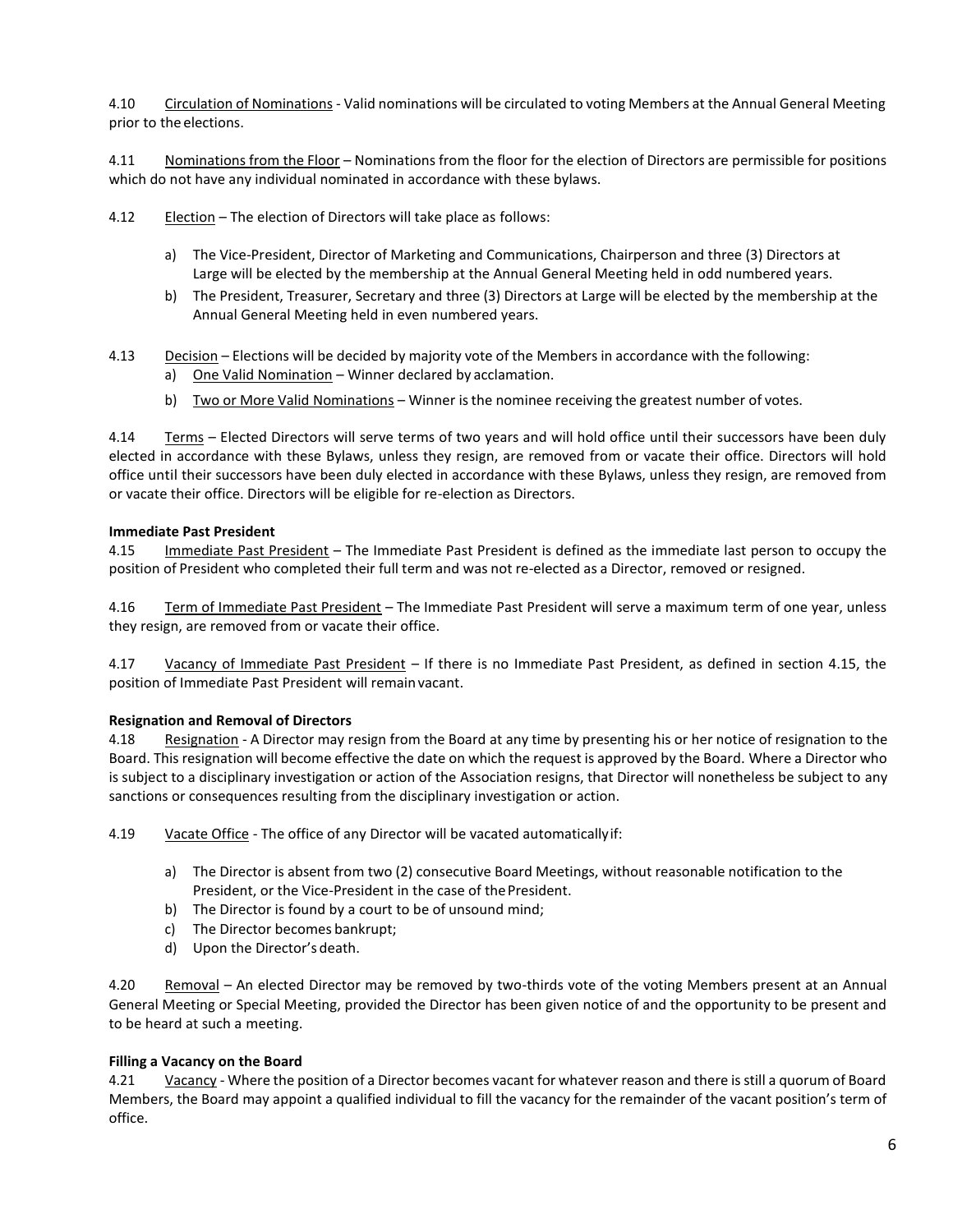4.10 Circulation of Nominations - Valid nominations will be circulated to voting Members at the Annual General Meeting prior to the elections.

4.11 Nominations from the Floor – Nominations from the floor for the election of Directors are permissible for positions which do not have any individual nominated in accordance with these bylaws.

4.12 Election – The election of Directors will take place as follows:

a) The Vice-President, Director of Marketing and Communications, Chairperson and three (3) Directors at Large will be elected by the membership at the Annual General Meeting held in odd numbered years.
b) The President, Treasurer, Secretary and three (3) Directors at Large will be elected by the membership at the Annual General Meeting held in even numbered years.

4.13 Decision – Elections will be decided by majority vote of the Members in accordance with the following:

a) One Valid Nomination – Winner declared by acclamation.
b) Two or More Valid Nominations – Winner is the nominee receiving the greatest number of votes.

4.14 Terms – Elected Directors will serve terms of two years and will hold office until their successors have been duly elected in accordance with these Bylaws, unless they resign, are removed from or vacate their office. Directors will hold office until their successors have been duly elected in accordance with these Bylaws, unless they resign, are removed from or vacate their office. Directors will be eligible for re-election as Directors.

**Immediate Past President**

4.15 Immediate Past President – The Immediate Past President is defined as the immediate last person to occupy the position of President who completed their full term and was not re-elected as a Director, removed or resigned.

4.16 Term of Immediate Past President – The Immediate Past President will serve a maximum term of one year, unless they resign, are removed from or vacate their office.

4.17 Vacancy of Immediate Past President – If there is no Immediate Past President, as defined in section 4.15, the position of Immediate Past President will remain vacant.

**Resignation and Removal of Directors**

4.18 Resignation - A Director may resign from the Board at any time by presenting his or her notice of resignation to the Board. This resignation will become effective the date on which the request is approved by the Board. Where a Director who is subject to a disciplinary investigation or action of the Association resigns, that Director will nonetheless be subject to any sanctions or consequences resulting from the disciplinary investigation or action.

4.19 Vacate Office - The office of any Director will be vacated automatically if:

a) The Director is absent from two (2) consecutive Board Meetings, without reasonable notification to the President, or the Vice-President in the case of the President.
b) The Director is found by a court to be of unsound mind;
c) The Director becomes bankrupt;
d) Upon the Director's death.

4.20 Removal – An elected Director may be removed by two-thirds vote of the voting Members present at an Annual General Meeting or Special Meeting, provided the Director has been given notice of and the opportunity to be present and to be heard at such a meeting.

**Filling a Vacancy on the Board**

4.21 Vacancy - Where the position of a Director becomes vacant for whatever reason and there is still a quorum of Board Members, the Board may appoint a qualified individual to fill the vacancy for the remainder of the vacant position's term of office.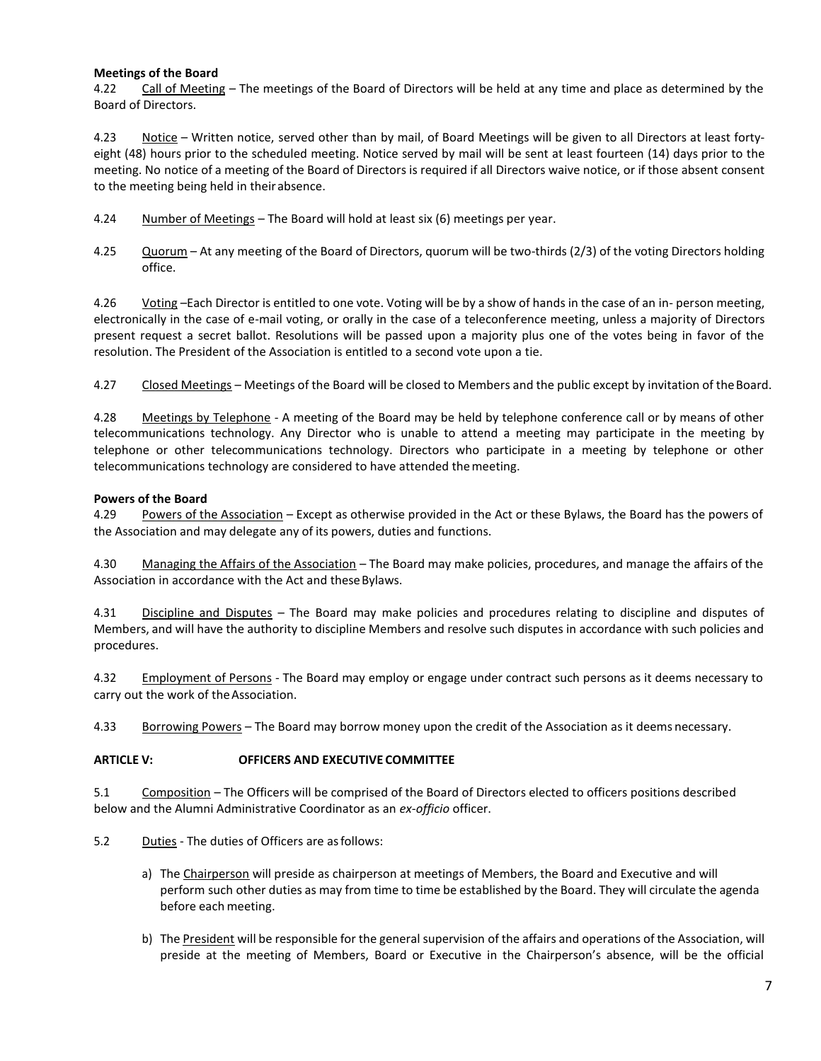**Meetings of the Board**

4.22 Call of Meeting – The meetings of the Board of Directors will be held at any time and place as determined by the Board of Directors.

4.23 Notice – Written notice, served other than by mail, of Board Meetings will be given to all Directors at least forty-eight (48) hours prior to the scheduled meeting. Notice served by mail will be sent at least fourteen (14) days prior to the meeting. No notice of a meeting of the Board of Directors is required if all Directors waive notice, or if those absent consent to the meeting being held in their absence.

4.24 Number of Meetings – The Board will hold at least six (6) meetings per year.

4.25 Quorum – At any meeting of the Board of Directors, quorum will be two-thirds (2/3) of the voting Directors holding office.

4.26 Voting –Each Director is entitled to one vote. Voting will be by a show of hands in the case of an in- person meeting, electronically in the case of e-mail voting, or orally in the case of a teleconference meeting, unless a majority of Directors present request a secret ballot. Resolutions will be passed upon a majority plus one of the votes being in favor of the resolution. The President of the Association is entitled to a second vote upon a tie.

4.27 Closed Meetings – Meetings of the Board will be closed to Members and the public except by invitation of the Board.

4.28 Meetings by Telephone - A meeting of the Board may be held by telephone conference call or by means of other telecommunications technology. Any Director who is unable to attend a meeting may participate in the meeting by telephone or other telecommunications technology. Directors who participate in a meeting by telephone or other telecommunications technology are considered to have attended the meeting.

**Powers of the Board**

4.29 Powers of the Association – Except as otherwise provided in the Act or these Bylaws, the Board has the powers of the Association and may delegate any of its powers, duties and functions.

4.30 Managing the Affairs of the Association – The Board may make policies, procedures, and manage the affairs of the Association in accordance with the Act and these Bylaws.

4.31 Discipline and Disputes – The Board may make policies and procedures relating to discipline and disputes of Members, and will have the authority to discipline Members and resolve such disputes in accordance with such policies and procedures.

4.32 Employment of Persons - The Board may employ or engage under contract such persons as it deems necessary to carry out the work of the Association.

4.33 Borrowing Powers – The Board may borrow money upon the credit of the Association as it deems necessary.

**ARTICLE V: OFFICERS AND EXECUTIVE COMMITTEE**

5.1 Composition – The Officers will be comprised of the Board of Directors elected to officers positions described below and the Alumni Administrative Coordinator as an *ex-officio* officer.

5.2 Duties - The duties of Officers are as follows:

a) The Chairperson will preside as chairperson at meetings of Members, the Board and Executive and will perform such other duties as may from time to time be established by the Board. They will circulate the agenda before each meeting.

b) The President will be responsible for the general supervision of the affairs and operations of the Association, will preside at the meeting of Members, Board or Executive in the Chairperson's absence, will be the official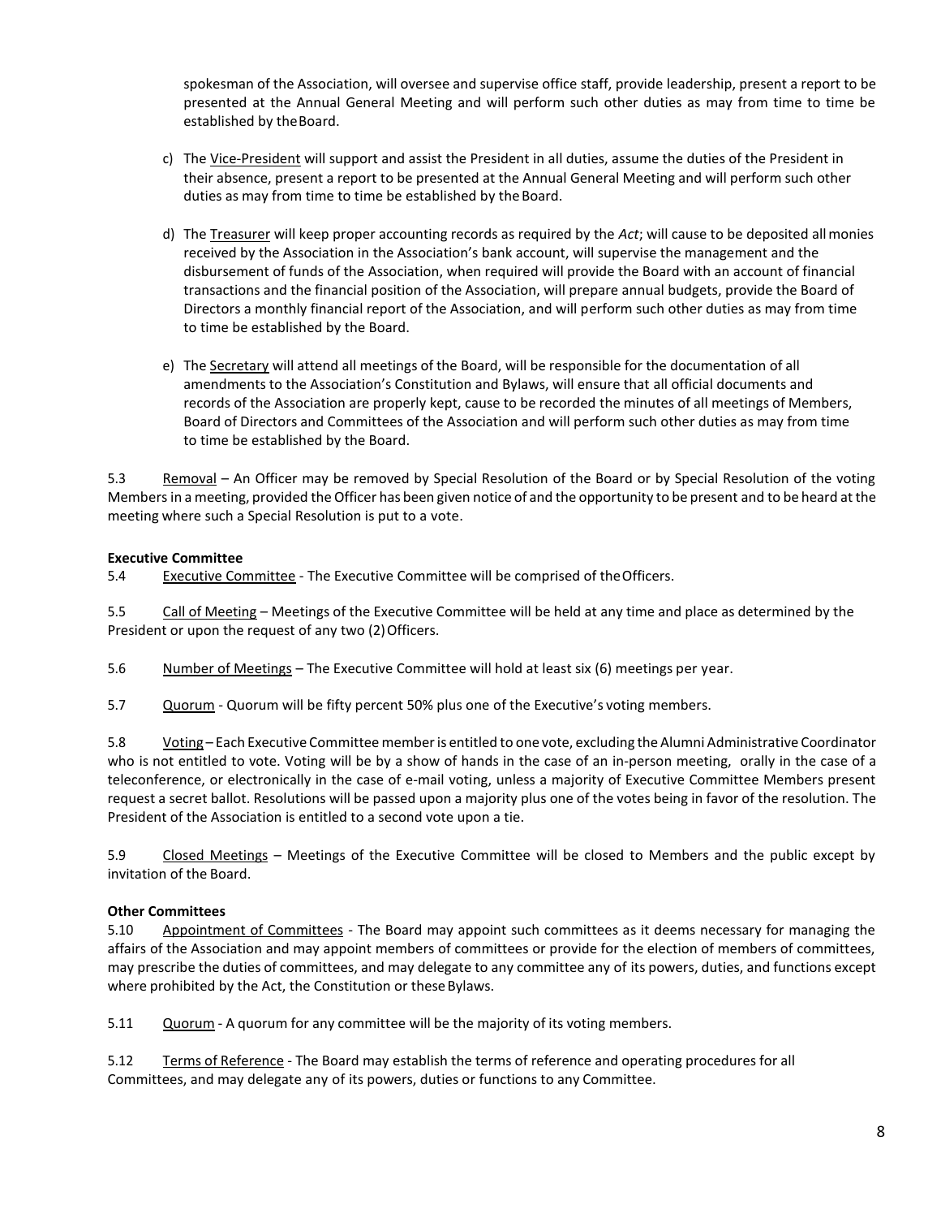spokesman of the Association, will oversee and supervise office staff, provide leadership, present a report to be presented at the Annual General Meeting and will perform such other duties as may from time to time be established by the Board.

c) The Vice-President will support and assist the President in all duties, assume the duties of the President in their absence, present a report to be presented at the Annual General Meeting and will perform such other duties as may from time to time be established by the Board.

d) The Treasurer will keep proper accounting records as required by the *Act*; will cause to be deposited all monies received by the Association in the Association's bank account, will supervise the management and the disbursement of funds of the Association, when required will provide the Board with an account of financial transactions and the financial position of the Association, will prepare annual budgets, provide the Board of Directors a monthly financial report of the Association, and will perform such other duties as may from time to time be established by the Board.

e) The Secretary will attend all meetings of the Board, will be responsible for the documentation of all amendments to the Association's Constitution and Bylaws, will ensure that all official documents and records of the Association are properly kept, cause to be recorded the minutes of all meetings of Members, Board of Directors and Committees of the Association and will perform such other duties as may from time to time be established by the Board.

5.3 Removal – An Officer may be removed by Special Resolution of the Board or by Special Resolution of the voting Members in a meeting, provided the Officer has been given notice of and the opportunity to be present and to be heard at the meeting where such a Special Resolution is put to a vote.

**Executive Committee**

5.4 Executive Committee - The Executive Committee will be comprised of the Officers.

5.5 Call of Meeting – Meetings of the Executive Committee will be held at any time and place as determined by the President or upon the request of any two (2) Officers.

5.6 Number of Meetings – The Executive Committee will hold at least six (6) meetings per year.

5.7 Quorum - Quorum will be fifty percent 50% plus one of the Executive's voting members.

5.8 Voting – Each Executive Committee member is entitled to one vote, excluding the Alumni Administrative Coordinator who is not entitled to vote. Voting will be by a show of hands in the case of an in-person meeting, orally in the case of a teleconference, or electronically in the case of e-mail voting, unless a majority of Executive Committee Members present request a secret ballot. Resolutions will be passed upon a majority plus one of the votes being in favor of the resolution. The President of the Association is entitled to a second vote upon a tie.

5.9 Closed Meetings – Meetings of the Executive Committee will be closed to Members and the public except by invitation of the Board.

**Other Committees**

5.10 Appointment of Committees - The Board may appoint such committees as it deems necessary for managing the affairs of the Association and may appoint members of committees or provide for the election of members of committees, may prescribe the duties of committees, and may delegate to any committee any of its powers, duties, and functions except where prohibited by the Act, the Constitution or these Bylaws.

5.11 Quorum - A quorum for any committee will be the majority of its voting members.

5.12 Terms of Reference - The Board may establish the terms of reference and operating procedures for all Committees, and may delegate any of its powers, duties or functions to any Committee.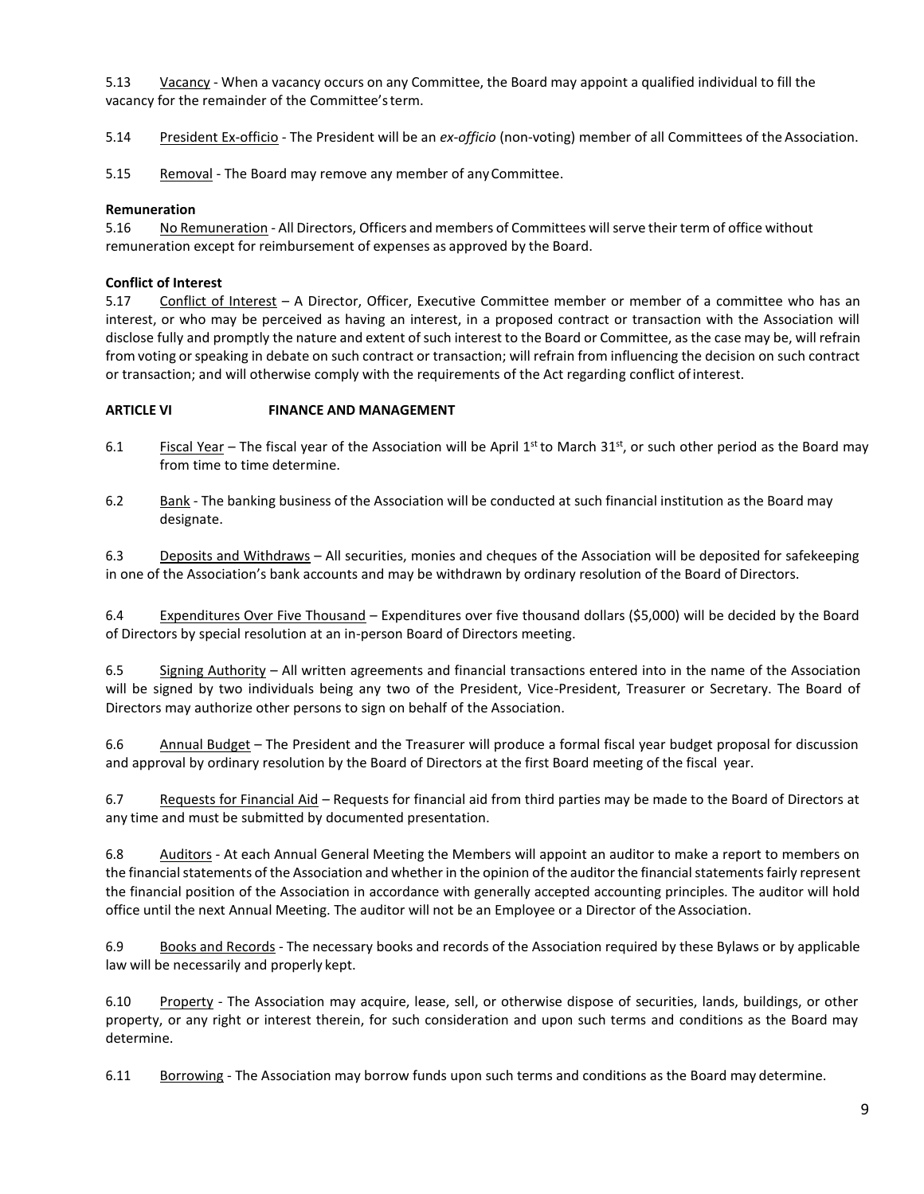5.13 Vacancy - When a vacancy occurs on any Committee, the Board may appoint a qualified individual to fill the vacancy for the remainder of the Committee's term.

5.14 President Ex-officio - The President will be an *ex-officio* (non-voting) member of all Committees of the Association.

5.15 Removal - The Board may remove any member of any Committee.

**Remuneration**

5.16 No Remuneration - All Directors, Officers and members of Committees will serve their term of office without remuneration except for reimbursement of expenses as approved by the Board.

**Conflict of Interest**

5.17 Conflict of Interest – A Director, Officer, Executive Committee member or member of a committee who has an interest, or who may be perceived as having an interest, in a proposed contract or transaction with the Association will disclose fully and promptly the nature and extent of such interest to the Board or Committee, as the case may be, will refrain from voting or speaking in debate on such contract or transaction; will refrain from influencing the decision on such contract or transaction; and will otherwise comply with the requirements of the Act regarding conflict of interest.

## ARTICLE VI FINANCE AND MANAGEMENT

6.1 Fiscal Year – The fiscal year of the Association will be April 1st to March 31st, or such other period as the Board may from time to time determine.

6.2 Bank - The banking business of the Association will be conducted at such financial institution as the Board may designate.

6.3 Deposits and Withdraws – All securities, monies and cheques of the Association will be deposited for safekeeping in one of the Association's bank accounts and may be withdrawn by ordinary resolution of the Board of Directors.

6.4 Expenditures Over Five Thousand – Expenditures over five thousand dollars ($5,000) will be decided by the Board of Directors by special resolution at an in-person Board of Directors meeting.

6.5 Signing Authority – All written agreements and financial transactions entered into in the name of the Association will be signed by two individuals being any two of the President, Vice-President, Treasurer or Secretary. The Board of Directors may authorize other persons to sign on behalf of the Association.

6.6 Annual Budget – The President and the Treasurer will produce a formal fiscal year budget proposal for discussion and approval by ordinary resolution by the Board of Directors at the first Board meeting of the fiscal year.

6.7 Requests for Financial Aid – Requests for financial aid from third parties may be made to the Board of Directors at any time and must be submitted by documented presentation.

6.8 Auditors - At each Annual General Meeting the Members will appoint an auditor to make a report to members on the financial statements of the Association and whether in the opinion of the auditor the financial statements fairly represent the financial position of the Association in accordance with generally accepted accounting principles. The auditor will hold office until the next Annual Meeting. The auditor will not be an Employee or a Director of the Association.

6.9 Books and Records - The necessary books and records of the Association required by these Bylaws or by applicable law will be necessarily and properly kept.

6.10 Property - The Association may acquire, lease, sell, or otherwise dispose of securities, lands, buildings, or other property, or any right or interest therein, for such consideration and upon such terms and conditions as the Board may determine.

6.11 Borrowing - The Association may borrow funds upon such terms and conditions as the Board may determine.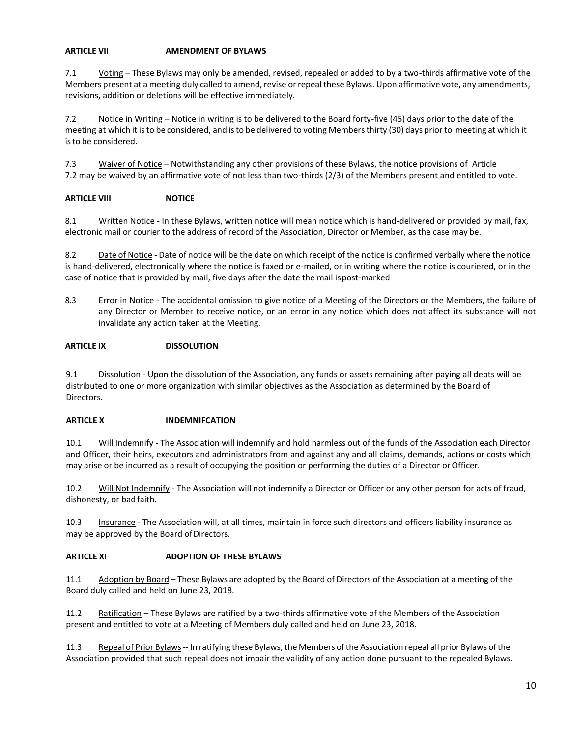## ARTICLE VII AMENDMENT OF BYLAWS

7.1 Voting – These Bylaws may only be amended, revised, repealed or added to by a two-thirds affirmative vote of the Members present at a meeting duly called to amend, revise or repeal these Bylaws. Upon affirmative vote, any amendments, revisions, addition or deletions will be effective immediately.

7.2 Notice in Writing – Notice in writing is to be delivered to the Board forty-five (45) days prior to the date of the meeting at which it is to be considered, and is to be delivered to voting Members thirty (30) days prior to meeting at which it is to be considered.

7.3 Waiver of Notice – Notwithstanding any other provisions of these Bylaws, the notice provisions of Article 7.2 may be waived by an affirmative vote of not less than two-thirds (2/3) of the Members present and entitled to vote.

## ARTICLE VIII NOTICE

8.1 Written Notice - In these Bylaws, written notice will mean notice which is hand-delivered or provided by mail, fax, electronic mail or courier to the address of record of the Association, Director or Member, as the case may be.

8.2 Date of Notice - Date of notice will be the date on which receipt of the notice is confirmed verbally where the notice is hand-delivered, electronically where the notice is faxed or e-mailed, or in writing where the notice is couriered, or in the case of notice that is provided by mail, five days after the date the mail is post-marked

8.3 Error in Notice - The accidental omission to give notice of a Meeting of the Directors or the Members, the failure of any Director or Member to receive notice, or an error in any notice which does not affect its substance will not invalidate any action taken at the Meeting.

## ARTICLE IX DISSOLUTION

9.1 Dissolution - Upon the dissolution of the Association, any funds or assets remaining after paying all debts will be distributed to one or more organization with similar objectives as the Association as determined by the Board of Directors.

## ARTICLE X INDEMNIFCATION

10.1 Will Indemnify - The Association will indemnify and hold harmless out of the funds of the Association each Director and Officer, their heirs, executors and administrators from and against any and all claims, demands, actions or costs which may arise or be incurred as a result of occupying the position or performing the duties of a Director or Officer.

10.2 Will Not Indemnify - The Association will not indemnify a Director or Officer or any other person for acts of fraud, dishonesty, or bad faith.

10.3 Insurance - The Association will, at all times, maintain in force such directors and officers liability insurance as may be approved by the Board of Directors.

## ARTICLE XI ADOPTION OF THESE BYLAWS

11.1 Adoption by Board – These Bylaws are adopted by the Board of Directors of the Association at a meeting of the Board duly called and held on June 23, 2018.

11.2 Ratification – These Bylaws are ratified by a two-thirds affirmative vote of the Members of the Association present and entitled to vote at a Meeting of Members duly called and held on June 23, 2018.

11.3 Repeal of Prior Bylaws -- In ratifying these Bylaws, the Members of the Association repeal all prior Bylaws of the Association provided that such repeal does not impair the validity of any action done pursuant to the repealed Bylaws.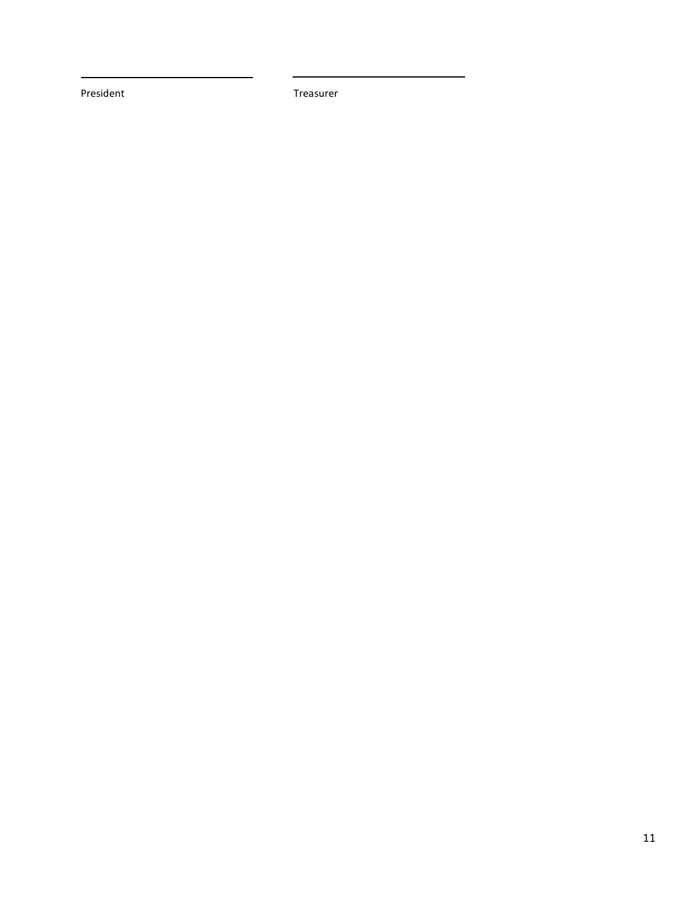\_\_\_\_\_\_\_\_\_\_\_\_\_\_\_\_\_\_\_\_\_\_\_\_\_\_\_ \_\_\_\_\_\_\_\_\_\_\_\_\_\_\_\_\_\_\_\_\_\_\_\_\_\_\_

President Treasurer